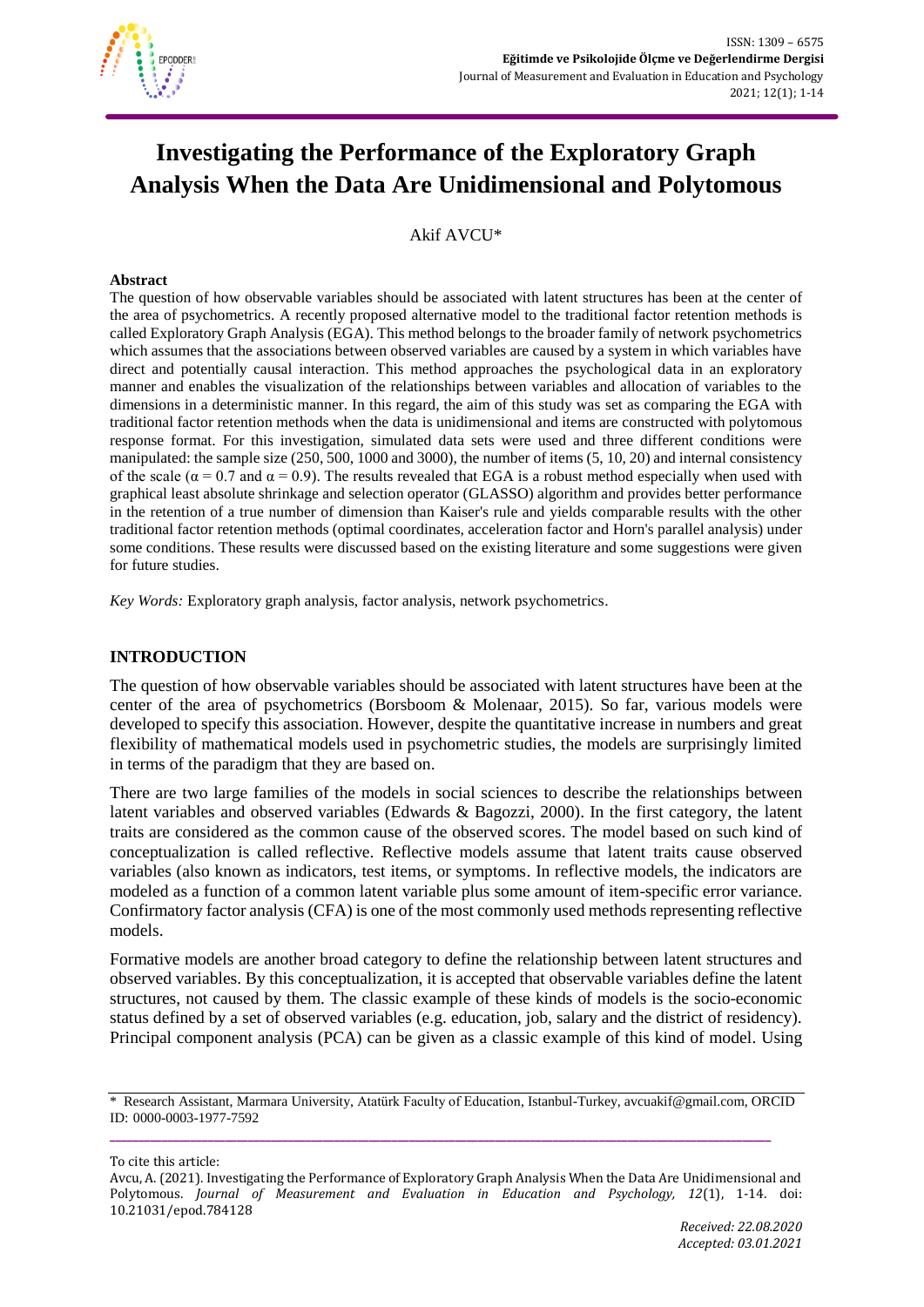# Investigating the Performance of the Exploratory Graph Analysis When the Data Are Unidimensional and Polytomous

Akif AVCU*

## Abstract

The question of how observable variables should be associated with latent structures has been at the center of the area of psychometrics. A recently proposed alternative model to the traditional factor retention methods is called Exploratory Graph Analysis (EGA). This method belongs to the broader family of network psychometrics which assumes that the associations between observed variables are caused by a system in which variables have direct and potentially causal interaction. This method approaches the psychological data in an exploratory manner and enables the visualization of the relationships between variables and allocation of variables to the dimensions in a deterministic manner. In this regard, the aim of this study was set as comparing the EGA with traditional factor retention methods when the data is unidimensional and items are constructed with polytomous response format. For this investigation, simulated data sets were used and three different conditions were manipulated: the sample size (250, 500, 1000 and 3000), the number of items (5, 10, 20) and internal consistency of the scale ($\alpha = 0.7$ and $\alpha = 0.9$). The results revealed that EGA is a robust method especially when used with graphical least absolute shrinkage and selection operator (GLASSO) algorithm and provides better performance in the retention of a true number of dimension than Kaiser's rule and yields comparable results with the other traditional factor retention methods (optimal coordinates, acceleration factor and Horn's parallel analysis) under some conditions. These results were discussed based on the existing literature and some suggestions were given for future studies.

*Key Words:* Exploratory graph analysis, factor analysis, network psychometrics.

## INTRODUCTION

The question of how observable variables should be associated with latent structures have been at the center of the area of psychometrics (Borsboom & Molenaar, 2015). So far, various models were developed to specify this association. However, despite the quantitative increase in numbers and great flexibility of mathematical models used in psychometric studies, the models are surprisingly limited in terms of the paradigm that they are based on.

There are two large families of the models in social sciences to describe the relationships between latent variables and observed variables (Edwards & Bagozzi, 2000). In the first category, the latent traits are considered as the common cause of the observed scores. The model based on such kind of conceptualization is called reflective. Reflective models assume that latent traits cause observed variables (also known as indicators, test items, or symptoms. In reflective models, the indicators are modeled as a function of a common latent variable plus some amount of item-specific error variance. Confirmatory factor analysis (CFA) is one of the most commonly used methods representing reflective models.

Formative models are another broad category to define the relationship between latent structures and observed variables. By this conceptualization, it is accepted that observable variables define the latent structures, not caused by them. The classic example of these kinds of models is the socio-economic status defined by a set of observed variables (e.g. education, job, salary and the district of residency). Principal component analysis (PCA) can be given as a classic example of this kind of model. Using

\* Research Assistant, Marmara University, Atatürk Faculty of Education, Istanbul-Turkey, avcuakif@gmail.com, ORCID ID: 0000-0003-1977-7592

To cite this article:

Avcu, A. (2021). Investigating the Performance of Exploratory Graph Analysis When the Data Are Unidimensional and Polytomous. *Journal of Measurement and Evaluation in Education and Psychology, 12*(1), 1-14. doi: 10.21031/epod.784128

*Received: 22.08.2020*
*Accepted: 03.01.2021*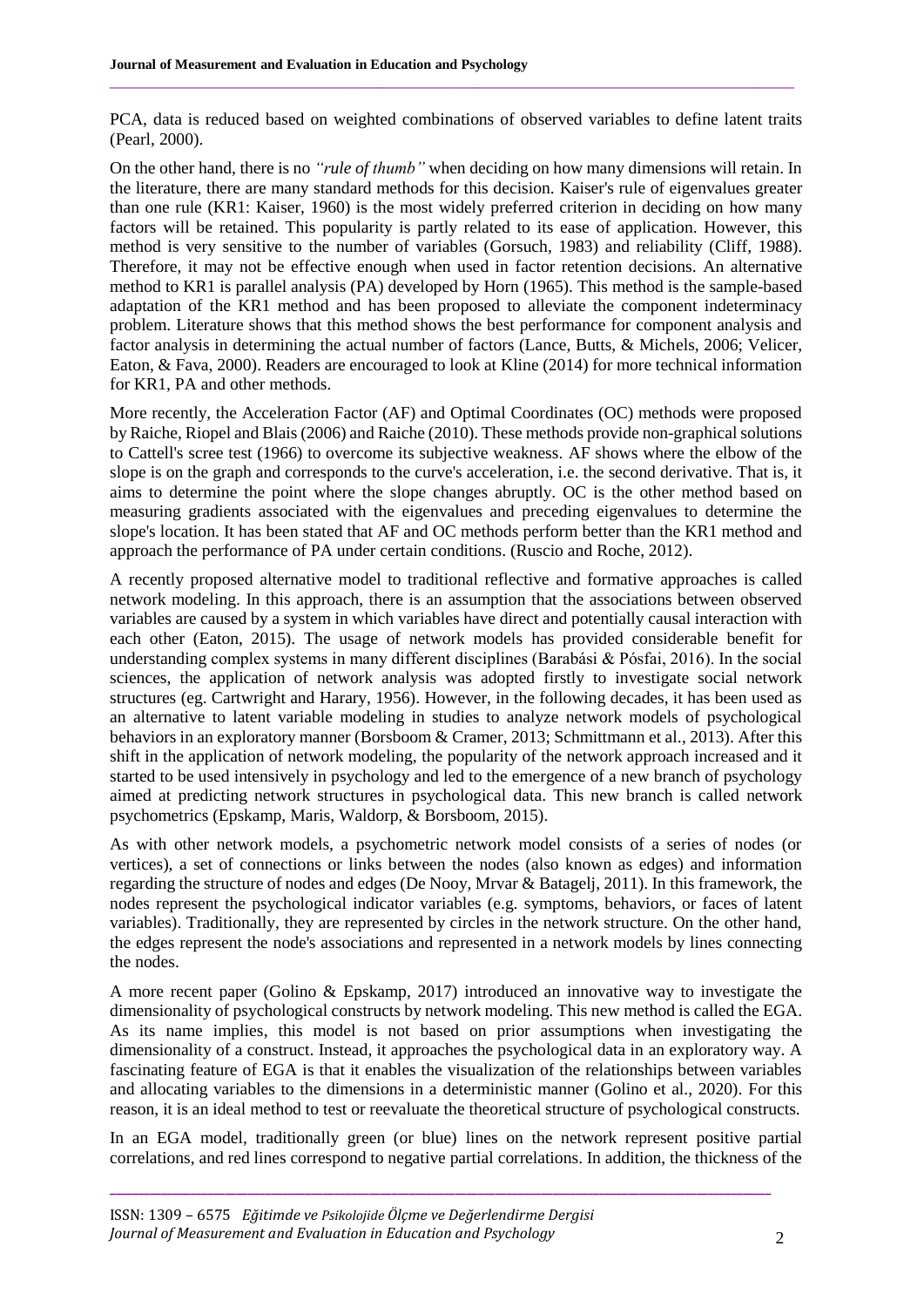PCA, data is reduced based on weighted combinations of observed variables to define latent traits (Pearl, 2000).

On the other hand, there is no *"rule of thumb"* when deciding on how many dimensions will retain. In the literature, there are many standard methods for this decision. Kaiser's rule of eigenvalues greater than one rule (KR1: Kaiser, 1960) is the most widely preferred criterion in deciding on how many factors will be retained. This popularity is partly related to its ease of application. However, this method is very sensitive to the number of variables (Gorsuch, 1983) and reliability (Cliff, 1988). Therefore, it may not be effective enough when used in factor retention decisions. An alternative method to KR1 is parallel analysis (PA) developed by Horn (1965). This method is the sample-based adaptation of the KR1 method and has been proposed to alleviate the component indeterminacy problem. Literature shows that this method shows the best performance for component analysis and factor analysis in determining the actual number of factors (Lance, Butts, & Michels, 2006; Velicer, Eaton, & Fava, 2000). Readers are encouraged to look at Kline (2014) for more technical information for KR1, PA and other methods.

More recently, the Acceleration Factor (AF) and Optimal Coordinates (OC) methods were proposed by Raiche, Riopel and Blais (2006) and Raiche (2010). These methods provide non-graphical solutions to Cattell's scree test (1966) to overcome its subjective weakness. AF shows where the elbow of the slope is on the graph and corresponds to the curve's acceleration, i.e. the second derivative. That is, it aims to determine the point where the slope changes abruptly. OC is the other method based on measuring gradients associated with the eigenvalues and preceding eigenvalues to determine the slope's location. It has been stated that AF and OC methods perform better than the KR1 method and approach the performance of PA under certain conditions. (Ruscio and Roche, 2012).

A recently proposed alternative model to traditional reflective and formative approaches is called network modeling. In this approach, there is an assumption that the associations between observed variables are caused by a system in which variables have direct and potentially causal interaction with each other (Eaton, 2015). The usage of network models has provided considerable benefit for understanding complex systems in many different disciplines (Barabási & Pósfai, 2016). In the social sciences, the application of network analysis was adopted firstly to investigate social network structures (eg. Cartwright and Harary, 1956). However, in the following decades, it has been used as an alternative to latent variable modeling in studies to analyze network models of psychological behaviors in an exploratory manner (Borsboom & Cramer, 2013; Schmittmann et al., 2013). After this shift in the application of network modeling, the popularity of the network approach increased and it started to be used intensively in psychology and led to the emergence of a new branch of psychology aimed at predicting network structures in psychological data. This new branch is called network psychometrics (Epskamp, Maris, Waldorp, & Borsboom, 2015).

As with other network models, a psychometric network model consists of a series of nodes (or vertices), a set of connections or links between the nodes (also known as edges) and information regarding the structure of nodes and edges (De Nooy, Mrvar & Batagelj, 2011). In this framework, the nodes represent the psychological indicator variables (e.g. symptoms, behaviors, or faces of latent variables). Traditionally, they are represented by circles in the network structure. On the other hand, the edges represent the node's associations and represented in a network models by lines connecting the nodes.

A more recent paper (Golino & Epskamp, 2017) introduced an innovative way to investigate the dimensionality of psychological constructs by network modeling. This new method is called the EGA. As its name implies, this model is not based on prior assumptions when investigating the dimensionality of a construct. Instead, it approaches the psychological data in an exploratory way. A fascinating feature of EGA is that it enables the visualization of the relationships between variables and allocating variables to the dimensions in a deterministic manner (Golino et al., 2020). For this reason, it is an ideal method to test or reevaluate the theoretical structure of psychological constructs.

In an EGA model, traditionally green (or blue) lines on the network represent positive partial correlations, and red lines correspond to negative partial correlations. In addition, the thickness of the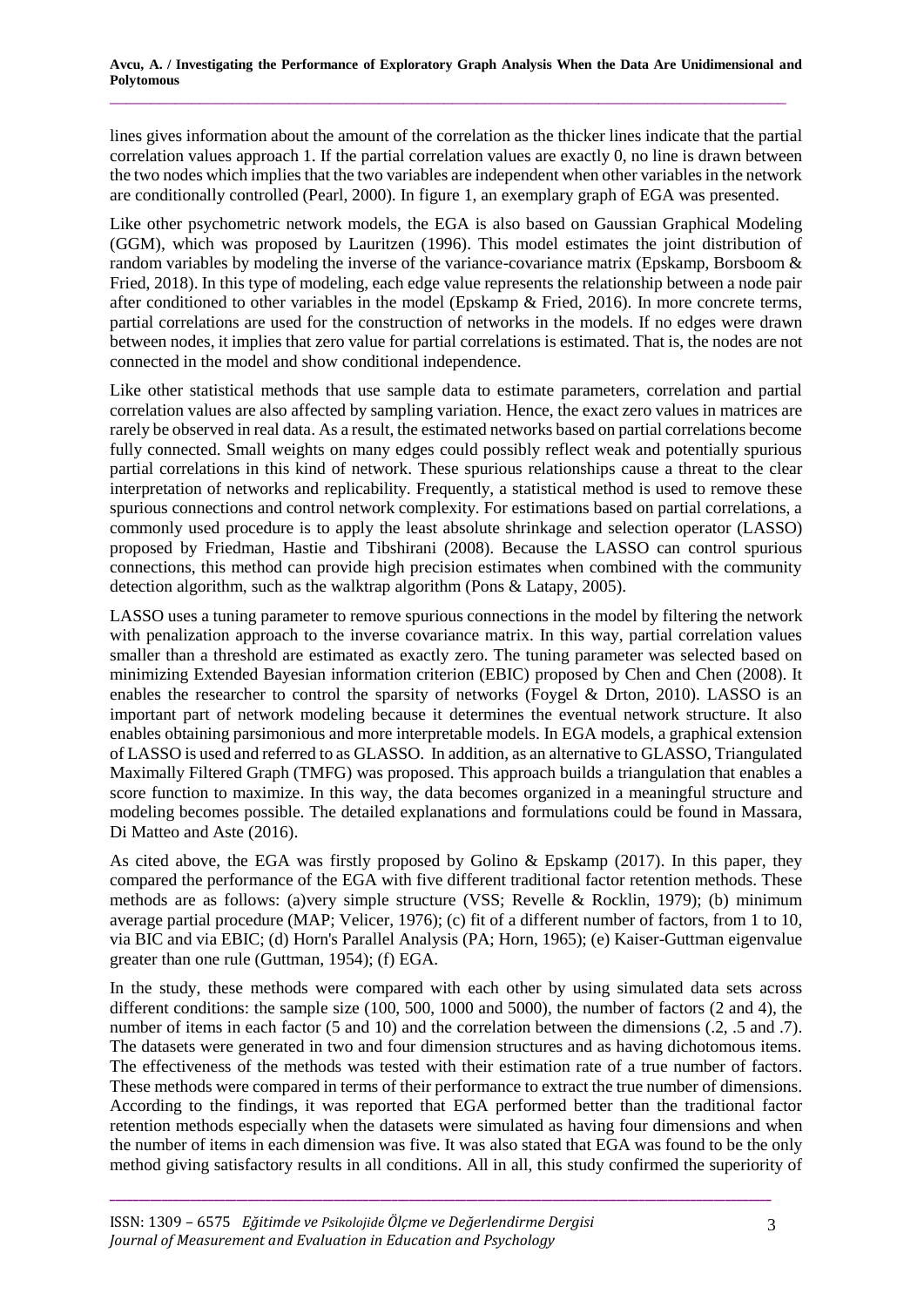lines gives information about the amount of the correlation as the thicker lines indicate that the partial correlation values approach 1. If the partial correlation values are exactly 0, no line is drawn between the two nodes which implies that the two variables are independent when other variables in the network are conditionally controlled (Pearl, 2000). In figure 1, an exemplary graph of EGA was presented.

Like other psychometric network models, the EGA is also based on Gaussian Graphical Modeling (GGM), which was proposed by Lauritzen (1996). This model estimates the joint distribution of random variables by modeling the inverse of the variance-covariance matrix (Epskamp, Borsboom & Fried, 2018). In this type of modeling, each edge value represents the relationship between a node pair after conditioned to other variables in the model (Epskamp & Fried, 2016). In more concrete terms, partial correlations are used for the construction of networks in the models. If no edges were drawn between nodes, it implies that zero value for partial correlations is estimated. That is, the nodes are not connected in the model and show conditional independence.

Like other statistical methods that use sample data to estimate parameters, correlation and partial correlation values are also affected by sampling variation. Hence, the exact zero values in matrices are rarely be observed in real data. As a result, the estimated networks based on partial correlations become fully connected. Small weights on many edges could possibly reflect weak and potentially spurious partial correlations in this kind of network. These spurious relationships cause a threat to the clear interpretation of networks and replicability. Frequently, a statistical method is used to remove these spurious connections and control network complexity. For estimations based on partial correlations, a commonly used procedure is to apply the least absolute shrinkage and selection operator (LASSO) proposed by Friedman, Hastie and Tibshirani (2008). Because the LASSO can control spurious connections, this method can provide high precision estimates when combined with the community detection algorithm, such as the walktrap algorithm (Pons & Latapy, 2005).

LASSO uses a tuning parameter to remove spurious connections in the model by filtering the network with penalization approach to the inverse covariance matrix. In this way, partial correlation values smaller than a threshold are estimated as exactly zero. The tuning parameter was selected based on minimizing Extended Bayesian information criterion (EBIC) proposed by Chen and Chen (2008). It enables the researcher to control the sparsity of networks (Foygel & Drton, 2010). LASSO is an important part of network modeling because it determines the eventual network structure. It also enables obtaining parsimonious and more interpretable models. In EGA models, a graphical extension of LASSO is used and referred to as GLASSO. In addition, as an alternative to GLASSO, Triangulated Maximally Filtered Graph (TMFG) was proposed. This approach builds a triangulation that enables a score function to maximize. In this way, the data becomes organized in a meaningful structure and modeling becomes possible. The detailed explanations and formulations could be found in Massara, Di Matteo and Aste (2016).

As cited above, the EGA was firstly proposed by Golino & Epskamp (2017). In this paper, they compared the performance of the EGA with five different traditional factor retention methods. These methods are as follows: (a)very simple structure (VSS; Revelle & Rocklin, 1979); (b) minimum average partial procedure (MAP; Velicer, 1976); (c) fit of a different number of factors, from 1 to 10, via BIC and via EBIC; (d) Horn's Parallel Analysis (PA; Horn, 1965); (e) Kaiser-Guttman eigenvalue greater than one rule (Guttman, 1954); (f) EGA.

In the study, these methods were compared with each other by using simulated data sets across different conditions: the sample size (100, 500, 1000 and 5000), the number of factors (2 and 4), the number of items in each factor (5 and 10) and the correlation between the dimensions (.2, .5 and .7). The datasets were generated in two and four dimension structures and as having dichotomous items. The effectiveness of the methods was tested with their estimation rate of a true number of factors. These methods were compared in terms of their performance to extract the true number of dimensions. According to the findings, it was reported that EGA performed better than the traditional factor retention methods especially when the datasets were simulated as having four dimensions and when the number of items in each dimension was five. It was also stated that EGA was found to be the only method giving satisfactory results in all conditions. All in all, this study confirmed the superiority of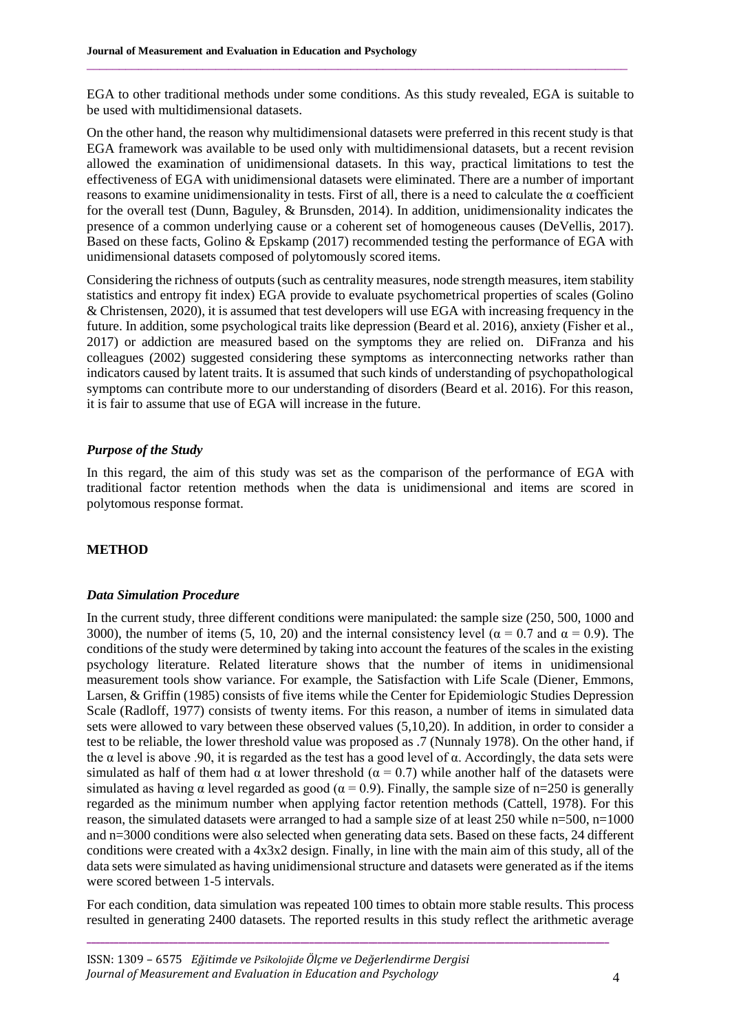EGA to other traditional methods under some conditions. As this study revealed, EGA is suitable to be used with multidimensional datasets.

On the other hand, the reason why multidimensional datasets were preferred in this recent study is that EGA framework was available to be used only with multidimensional datasets, but a recent revision allowed the examination of unidimensional datasets. In this way, practical limitations to test the effectiveness of EGA with unidimensional datasets were eliminated. There are a number of important reasons to examine unidimensionality in tests. First of all, there is a need to calculate the α coefficient for the overall test (Dunn, Baguley, & Brunsden, 2014). In addition, unidimensionality indicates the presence of a common underlying cause or a coherent set of homogeneous causes (DeVellis, 2017). Based on these facts, Golino & Epskamp (2017) recommended testing the performance of EGA with unidimensional datasets composed of polytomously scored items.

Considering the richness of outputs (such as centrality measures, node strength measures, item stability statistics and entropy fit index) EGA provide to evaluate psychometrical properties of scales (Golino & Christensen, 2020), it is assumed that test developers will use EGA with increasing frequency in the future. In addition, some psychological traits like depression (Beard et al. 2016), anxiety (Fisher et al., 2017) or addiction are measured based on the symptoms they are relied on. DiFranza and his colleagues (2002) suggested considering these symptoms as interconnecting networks rather than indicators caused by latent traits. It is assumed that such kinds of understanding of psychopathological symptoms can contribute more to our understanding of disorders (Beard et al. 2016). For this reason, it is fair to assume that use of EGA will increase in the future.

### *Purpose of the Study*

In this regard, the aim of this study was set as the comparison of the performance of EGA with traditional factor retention methods when the data is unidimensional and items are scored in polytomous response format.

## METHOD

### *Data Simulation Procedure*

In the current study, three different conditions were manipulated: the sample size (250, 500, 1000 and 3000), the number of items (5, 10, 20) and the internal consistency level ($\alpha = 0.7$ and $\alpha = 0.9$). The conditions of the study were determined by taking into account the features of the scales in the existing psychology literature. Related literature shows that the number of items in unidimensional measurement tools show variance. For example, the Satisfaction with Life Scale (Diener, Emmons, Larsen, & Griffin (1985) consists of five items while the Center for Epidemiologic Studies Depression Scale (Radloff, 1977) consists of twenty items. For this reason, a number of items in simulated data sets were allowed to vary between these observed values (5,10,20). In addition, in order to consider a test to be reliable, the lower threshold value was proposed as .7 (Nunnaly 1978). On the other hand, if the α level is above .90, it is regarded as the test has a good level of α. Accordingly, the data sets were simulated as half of them had α at lower threshold ($\alpha = 0.7$) while another half of the datasets were simulated as having α level regarded as good ($\alpha = 0.9$). Finally, the sample size of n=250 is generally regarded as the minimum number when applying factor retention methods (Cattell, 1978). For this reason, the simulated datasets were arranged to had a sample size of at least 250 while n=500, n=1000 and n=3000 conditions were also selected when generating data sets. Based on these facts, 24 different conditions were created with a 4x3x2 design. Finally, in line with the main aim of this study, all of the data sets were simulated as having unidimensional structure and datasets were generated as if the items were scored between 1-5 intervals.

For each condition, data simulation was repeated 100 times to obtain more stable results. This process resulted in generating 2400 datasets. The reported results in this study reflect the arithmetic average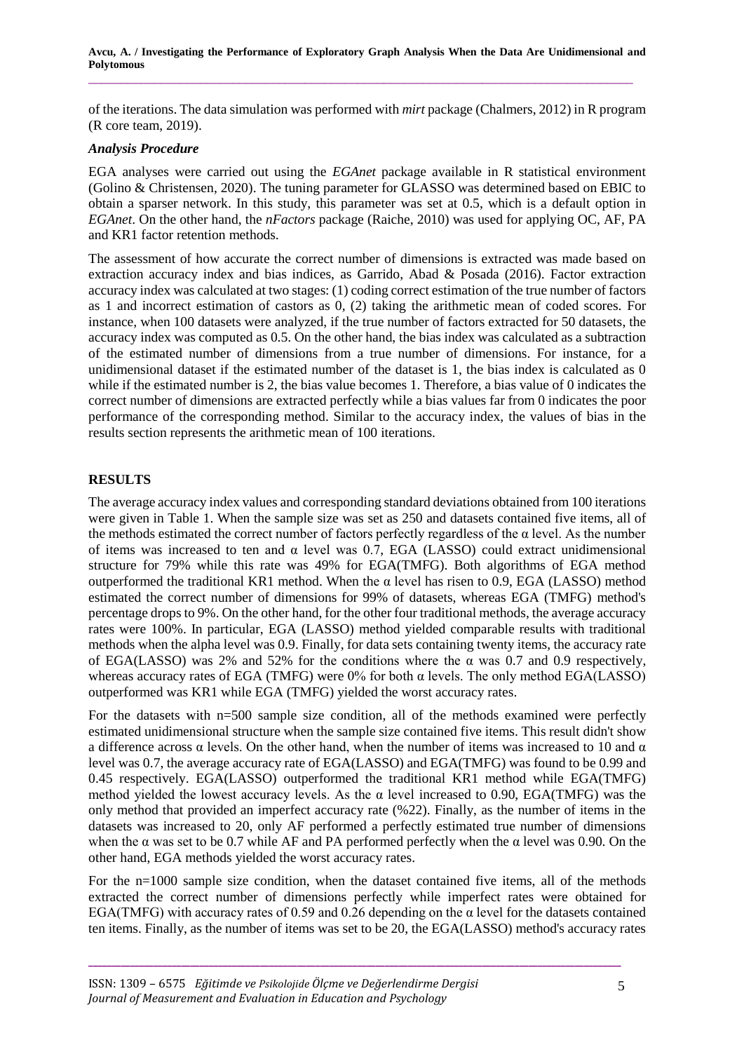of the iterations. The data simulation was performed with *mirt* package (Chalmers, 2012) in R program (R core team, 2019).

### *Analysis Procedure*

EGA analyses were carried out using the *EGAnet* package available in R statistical environment (Golino & Christensen, 2020). The tuning parameter for GLASSO was determined based on EBIC to obtain a sparser network. In this study, this parameter was set at 0.5, which is a default option in *EGAnet*. On the other hand, the *nFactors* package (Raiche, 2010) was used for applying OC, AF, PA and KR1 factor retention methods.

The assessment of how accurate the correct number of dimensions is extracted was made based on extraction accuracy index and bias indices, as Garrido, Abad & Posada (2016). Factor extraction accuracy index was calculated at two stages: (1) coding correct estimation of the true number of factors as 1 and incorrect estimation of castors as 0, (2) taking the arithmetic mean of coded scores. For instance, when 100 datasets were analyzed, if the true number of factors extracted for 50 datasets, the accuracy index was computed as 0.5. On the other hand, the bias index was calculated as a subtraction of the estimated number of dimensions from a true number of dimensions. For instance, for a unidimensional dataset if the estimated number of the dataset is 1, the bias index is calculated as 0 while if the estimated number is 2, the bias value becomes 1. Therefore, a bias value of 0 indicates the correct number of dimensions are extracted perfectly while a bias values far from 0 indicates the poor performance of the corresponding method. Similar to the accuracy index, the values of bias in the results section represents the arithmetic mean of 100 iterations.

## RESULTS

The average accuracy index values and corresponding standard deviations obtained from 100 iterations were given in Table 1. When the sample size was set as 250 and datasets contained five items, all of the methods estimated the correct number of factors perfectly regardless of the α level. As the number of items was increased to ten and α level was 0.7, EGA (LASSO) could extract unidimensional structure for 79% while this rate was 49% for EGA(TMFG). Both algorithms of EGA method outperformed the traditional KR1 method. When the α level has risen to 0.9, EGA (LASSO) method estimated the correct number of dimensions for 99% of datasets, whereas EGA (TMFG) method's percentage drops to 9%. On the other hand, for the other four traditional methods, the average accuracy rates were 100%. In particular, EGA (LASSO) method yielded comparable results with traditional methods when the alpha level was 0.9. Finally, for data sets containing twenty items, the accuracy rate of EGA(LASSO) was 2% and 52% for the conditions where the α was 0.7 and 0.9 respectively, whereas accuracy rates of EGA (TMFG) were 0% for both α levels. The only method EGA(LASSO) outperformed was KR1 while EGA (TMFG) yielded the worst accuracy rates.

For the datasets with n=500 sample size condition, all of the methods examined were perfectly estimated unidimensional structure when the sample size contained five items. This result didn't show a difference across α levels. On the other hand, when the number of items was increased to 10 and α level was 0.7, the average accuracy rate of EGA(LASSO) and EGA(TMFG) was found to be 0.99 and 0.45 respectively. EGA(LASSO) outperformed the traditional KR1 method while EGA(TMFG) method yielded the lowest accuracy levels. As the α level increased to 0.90, EGA(TMFG) was the only method that provided an imperfect accuracy rate (%22). Finally, as the number of items in the datasets was increased to 20, only AF performed a perfectly estimated true number of dimensions when the α was set to be 0.7 while AF and PA performed perfectly when the α level was 0.90. On the other hand, EGA methods yielded the worst accuracy rates.

For the n=1000 sample size condition, when the dataset contained five items, all of the methods extracted the correct number of dimensions perfectly while imperfect rates were obtained for EGA(TMFG) with accuracy rates of 0.59 and 0.26 depending on the α level for the datasets contained ten items. Finally, as the number of items was set to be 20, the EGA(LASSO) method's accuracy rates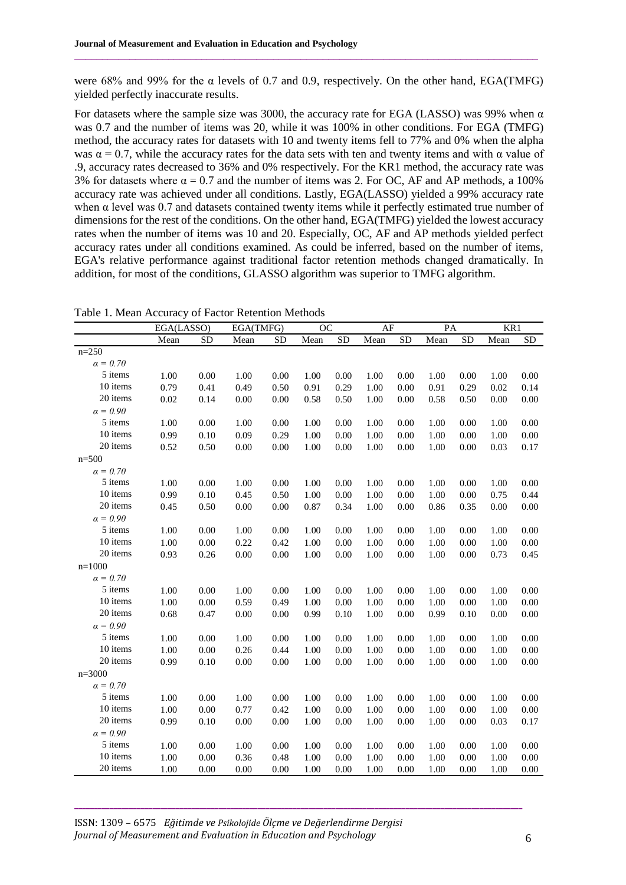were 68% and 99% for the α levels of 0.7 and 0.9, respectively. On the other hand, EGA(TMFG) yielded perfectly inaccurate results.

For datasets where the sample size was 3000, the accuracy rate for EGA (LASSO) was 99% when α was 0.7 and the number of items was 20, while it was 100% in other conditions. For EGA (TMFG) method, the accuracy rates for datasets with 10 and twenty items fell to 77% and 0% when the alpha was α = 0.7, while the accuracy rates for the data sets with ten and twenty items and with α value of .9, accuracy rates decreased to 36% and 0% respectively. For the KR1 method, the accuracy rate was 3% for datasets where α = 0.7 and the number of items was 2. For OC, AF and AP methods, a 100% accuracy rate was achieved under all conditions. Lastly, EGA(LASSO) yielded a 99% accuracy rate when α level was 0.7 and datasets contained twenty items while it perfectly estimated true number of dimensions for the rest of the conditions. On the other hand, EGA(TMFG) yielded the lowest accuracy rates when the number of items was 10 and 20. Especially, OC, AF and AP methods yielded perfect accuracy rates under all conditions examined. As could be inferred, based on the number of items, EGA's relative performance against traditional factor retention methods changed dramatically. In addition, for most of the conditions, GLASSO algorithm was superior to TMFG algorithm.

Table 1. Mean Accuracy of Factor Retention Methods

| | EGA(LASSO) | | EGA(TMFG) | | OC | | AF | | PA | | KR1 | |
|---|---|---|---|---|---|---|---|---|---|---|---|---|
| | Mean | SD | Mean | SD | Mean | SD | Mean | SD | Mean | SD | Mean | SD |
| n=250 | | | | | | | | | | | | |
| *α = 0.70* | | | | | | | | | | | | |
| 5 items | 1.00 | 0.00 | 1.00 | 0.00 | 1.00 | 0.00 | 1.00 | 0.00 | 1.00 | 0.00 | 1.00 | 0.00 |
| 10 items | 0.79 | 0.41 | 0.49 | 0.50 | 0.91 | 0.29 | 1.00 | 0.00 | 0.91 | 0.29 | 0.02 | 0.14 |
| 20 items | 0.02 | 0.14 | 0.00 | 0.00 | 0.58 | 0.50 | 1.00 | 0.00 | 0.58 | 0.50 | 0.00 | 0.00 |
| *α = 0.90* | | | | | | | | | | | | |
| 5 items | 1.00 | 0.00 | 1.00 | 0.00 | 1.00 | 0.00 | 1.00 | 0.00 | 1.00 | 0.00 | 1.00 | 0.00 |
| 10 items | 0.99 | 0.10 | 0.09 | 0.29 | 1.00 | 0.00 | 1.00 | 0.00 | 1.00 | 0.00 | 1.00 | 0.00 |
| 20 items | 0.52 | 0.50 | 0.00 | 0.00 | 1.00 | 0.00 | 1.00 | 0.00 | 1.00 | 0.00 | 0.03 | 0.17 |
| n=500 | | | | | | | | | | | | |
| *α = 0.70* | | | | | | | | | | | | |
| 5 items | 1.00 | 0.00 | 1.00 | 0.00 | 1.00 | 0.00 | 1.00 | 0.00 | 1.00 | 0.00 | 1.00 | 0.00 |
| 10 items | 0.99 | 0.10 | 0.45 | 0.50 | 1.00 | 0.00 | 1.00 | 0.00 | 1.00 | 0.00 | 0.75 | 0.44 |
| 20 items | 0.45 | 0.50 | 0.00 | 0.00 | 0.87 | 0.34 | 1.00 | 0.00 | 0.86 | 0.35 | 0.00 | 0.00 |
| *α = 0.90* | | | | | | | | | | | | |
| 5 items | 1.00 | 0.00 | 1.00 | 0.00 | 1.00 | 0.00 | 1.00 | 0.00 | 1.00 | 0.00 | 1.00 | 0.00 |
| 10 items | 1.00 | 0.00 | 0.22 | 0.42 | 1.00 | 0.00 | 1.00 | 0.00 | 1.00 | 0.00 | 1.00 | 0.00 |
| 20 items | 0.93 | 0.26 | 0.00 | 0.00 | 1.00 | 0.00 | 1.00 | 0.00 | 1.00 | 0.00 | 0.73 | 0.45 |
| n=1000 | | | | | | | | | | | | |
| *α = 0.70* | | | | | | | | | | | | |
| 5 items | 1.00 | 0.00 | 1.00 | 0.00 | 1.00 | 0.00 | 1.00 | 0.00 | 1.00 | 0.00 | 1.00 | 0.00 |
| 10 items | 1.00 | 0.00 | 0.59 | 0.49 | 1.00 | 0.00 | 1.00 | 0.00 | 1.00 | 0.00 | 1.00 | 0.00 |
| 20 items | 0.68 | 0.47 | 0.00 | 0.00 | 0.99 | 0.10 | 1.00 | 0.00 | 0.99 | 0.10 | 0.00 | 0.00 |
| *α = 0.90* | | | | | | | | | | | | |
| 5 items | 1.00 | 0.00 | 1.00 | 0.00 | 1.00 | 0.00 | 1.00 | 0.00 | 1.00 | 0.00 | 1.00 | 0.00 |
| 10 items | 1.00 | 0.00 | 0.26 | 0.44 | 1.00 | 0.00 | 1.00 | 0.00 | 1.00 | 0.00 | 1.00 | 0.00 |
| 20 items | 0.99 | 0.10 | 0.00 | 0.00 | 1.00 | 0.00 | 1.00 | 0.00 | 1.00 | 0.00 | 1.00 | 0.00 |
| n=3000 | | | | | | | | | | | | |
| *α = 0.70* | | | | | | | | | | | | |
| 5 items | 1.00 | 0.00 | 1.00 | 0.00 | 1.00 | 0.00 | 1.00 | 0.00 | 1.00 | 0.00 | 1.00 | 0.00 |
| 10 items | 1.00 | 0.00 | 0.77 | 0.42 | 1.00 | 0.00 | 1.00 | 0.00 | 1.00 | 0.00 | 1.00 | 0.00 |
| 20 items | 0.99 | 0.10 | 0.00 | 0.00 | 1.00 | 0.00 | 1.00 | 0.00 | 1.00 | 0.00 | 0.03 | 0.17 |
| *α = 0.90* | | | | | | | | | | | | |
| 5 items | 1.00 | 0.00 | 1.00 | 0.00 | 1.00 | 0.00 | 1.00 | 0.00 | 1.00 | 0.00 | 1.00 | 0.00 |
| 10 items | 1.00 | 0.00 | 0.36 | 0.48 | 1.00 | 0.00 | 1.00 | 0.00 | 1.00 | 0.00 | 1.00 | 0.00 |
| 20 items | 1.00 | 0.00 | 0.00 | 0.00 | 1.00 | 0.00 | 1.00 | 0.00 | 1.00 | 0.00 | 1.00 | 0.00 |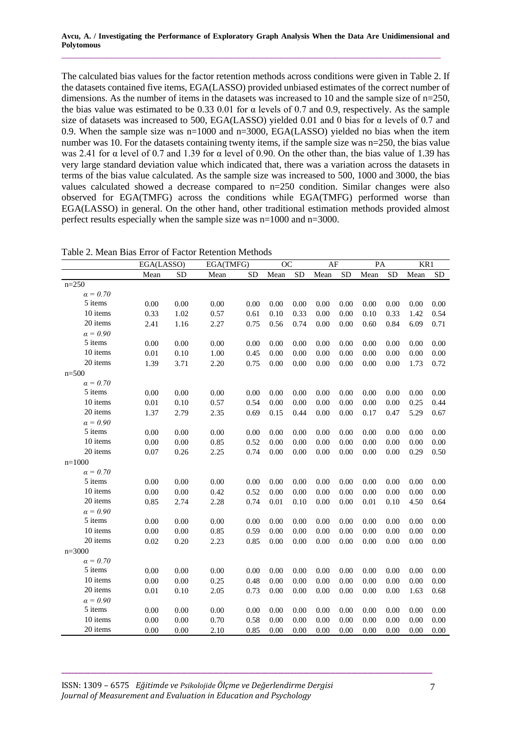The calculated bias values for the factor retention methods across conditions were given in Table 2. If the datasets contained five items, EGA(LASSO) provided unbiased estimates of the correct number of dimensions. As the number of items in the datasets was increased to 10 and the sample size of n=250, the bias value was estimated to be 0.33 0.01 for α levels of 0.7 and 0.9, respectively. As the sample size of datasets was increased to 500, EGA(LASSO) yielded 0.01 and 0 bias for α levels of 0.7 and 0.9. When the sample size was n=1000 and n=3000, EGA(LASSO) yielded no bias when the item number was 10. For the datasets containing twenty items, if the sample size was n=250, the bias value was 2.41 for α level of 0.7 and 1.39 for α level of 0.90. On the other than, the bias value of 1.39 has very large standard deviation value which indicated that, there was a variation across the datasets in terms of the bias value calculated. As the sample size was increased to 500, 1000 and 3000, the bias values calculated showed a decrease compared to n=250 condition. Similar changes were also observed for EGA(TMFG) across the conditions while EGA(TMFG) performed worse than EGA(LASSO) in general. On the other hand, other traditional estimation methods provided almost perfect results especially when the sample size was n=1000 and n=3000.

Table 2. Mean Bias Error of Factor Retention Methods

| | EGA(LASSO) | | EGA(TMFG) | | OC | | AF | | PA | | KR1 | |
|---|---|---|---|---|---|---|---|---|---|---|---|---|
| | Mean | SD | Mean | SD | Mean | SD | Mean | SD | Mean | SD | Mean | SD |
| n=250 | | | | | | | | | | | | |
| *α = 0.70* | | | | | | | | | | | | |
| 5 items | 0.00 | 0.00 | 0.00 | 0.00 | 0.00 | 0.00 | 0.00 | 0.00 | 0.00 | 0.00 | 0.00 | 0.00 |
| 10 items | 0.33 | 1.02 | 0.57 | 0.61 | 0.10 | 0.33 | 0.00 | 0.00 | 0.10 | 0.33 | 1.42 | 0.54 |
| 20 items | 2.41 | 1.16 | 2.27 | 0.75 | 0.56 | 0.74 | 0.00 | 0.00 | 0.60 | 0.84 | 6.09 | 0.71 |
| *α = 0.90* | | | | | | | | | | | | |
| 5 items | 0.00 | 0.00 | 0.00 | 0.00 | 0.00 | 0.00 | 0.00 | 0.00 | 0.00 | 0.00 | 0.00 | 0.00 |
| 10 items | 0.01 | 0.10 | 1.00 | 0.45 | 0.00 | 0.00 | 0.00 | 0.00 | 0.00 | 0.00 | 0.00 | 0.00 |
| 20 items | 1.39 | 3.71 | 2.20 | 0.75 | 0.00 | 0.00 | 0.00 | 0.00 | 0.00 | 0.00 | 1.73 | 0.72 |
| n=500 | | | | | | | | | | | | |
| *α = 0.70* | | | | | | | | | | | | |
| 5 items | 0.00 | 0.00 | 0.00 | 0.00 | 0.00 | 0.00 | 0.00 | 0.00 | 0.00 | 0.00 | 0.00 | 0.00 |
| 10 items | 0.01 | 0.10 | 0.57 | 0.54 | 0.00 | 0.00 | 0.00 | 0.00 | 0.00 | 0.00 | 0.25 | 0.44 |
| 20 items | 1.37 | 2.79 | 2.35 | 0.69 | 0.15 | 0.44 | 0.00 | 0.00 | 0.17 | 0.47 | 5.29 | 0.67 |
| *α = 0.90* | | | | | | | | | | | | |
| 5 items | 0.00 | 0.00 | 0.00 | 0.00 | 0.00 | 0.00 | 0.00 | 0.00 | 0.00 | 0.00 | 0.00 | 0.00 |
| 10 items | 0.00 | 0.00 | 0.85 | 0.52 | 0.00 | 0.00 | 0.00 | 0.00 | 0.00 | 0.00 | 0.00 | 0.00 |
| 20 items | 0.07 | 0.26 | 2.25 | 0.74 | 0.00 | 0.00 | 0.00 | 0.00 | 0.00 | 0.00 | 0.29 | 0.50 |
| n=1000 | | | | | | | | | | | | |
| *α = 0.70* | | | | | | | | | | | | |
| 5 items | 0.00 | 0.00 | 0.00 | 0.00 | 0.00 | 0.00 | 0.00 | 0.00 | 0.00 | 0.00 | 0.00 | 0.00 |
| 10 items | 0.00 | 0.00 | 0.42 | 0.52 | 0.00 | 0.00 | 0.00 | 0.00 | 0.00 | 0.00 | 0.00 | 0.00 |
| 20 items | 0.85 | 2.74 | 2.28 | 0.74 | 0.01 | 0.10 | 0.00 | 0.00 | 0.01 | 0.10 | 4.50 | 0.64 |
| *α = 0.90* | | | | | | | | | | | | |
| 5 items | 0.00 | 0.00 | 0.00 | 0.00 | 0.00 | 0.00 | 0.00 | 0.00 | 0.00 | 0.00 | 0.00 | 0.00 |
| 10 items | 0.00 | 0.00 | 0.85 | 0.59 | 0.00 | 0.00 | 0.00 | 0.00 | 0.00 | 0.00 | 0.00 | 0.00 |
| 20 items | 0.02 | 0.20 | 2.23 | 0.85 | 0.00 | 0.00 | 0.00 | 0.00 | 0.00 | 0.00 | 0.00 | 0.00 |
| n=3000 | | | | | | | | | | | | |
| *α = 0.70* | | | | | | | | | | | | |
| 5 items | 0.00 | 0.00 | 0.00 | 0.00 | 0.00 | 0.00 | 0.00 | 0.00 | 0.00 | 0.00 | 0.00 | 0.00 |
| 10 items | 0.00 | 0.00 | 0.25 | 0.48 | 0.00 | 0.00 | 0.00 | 0.00 | 0.00 | 0.00 | 0.00 | 0.00 |
| 20 items | 0.01 | 0.10 | 2.05 | 0.73 | 0.00 | 0.00 | 0.00 | 0.00 | 0.00 | 0.00 | 1.63 | 0.68 |
| *α = 0.90* | | | | | | | | | | | | |
| 5 items | 0.00 | 0.00 | 0.00 | 0.00 | 0.00 | 0.00 | 0.00 | 0.00 | 0.00 | 0.00 | 0.00 | 0.00 |
| 10 items | 0.00 | 0.00 | 0.70 | 0.58 | 0.00 | 0.00 | 0.00 | 0.00 | 0.00 | 0.00 | 0.00 | 0.00 |
| 20 items | 0.00 | 0.00 | 2.10 | 0.85 | 0.00 | 0.00 | 0.00 | 0.00 | 0.00 | 0.00 | 0.00 | 0.00 |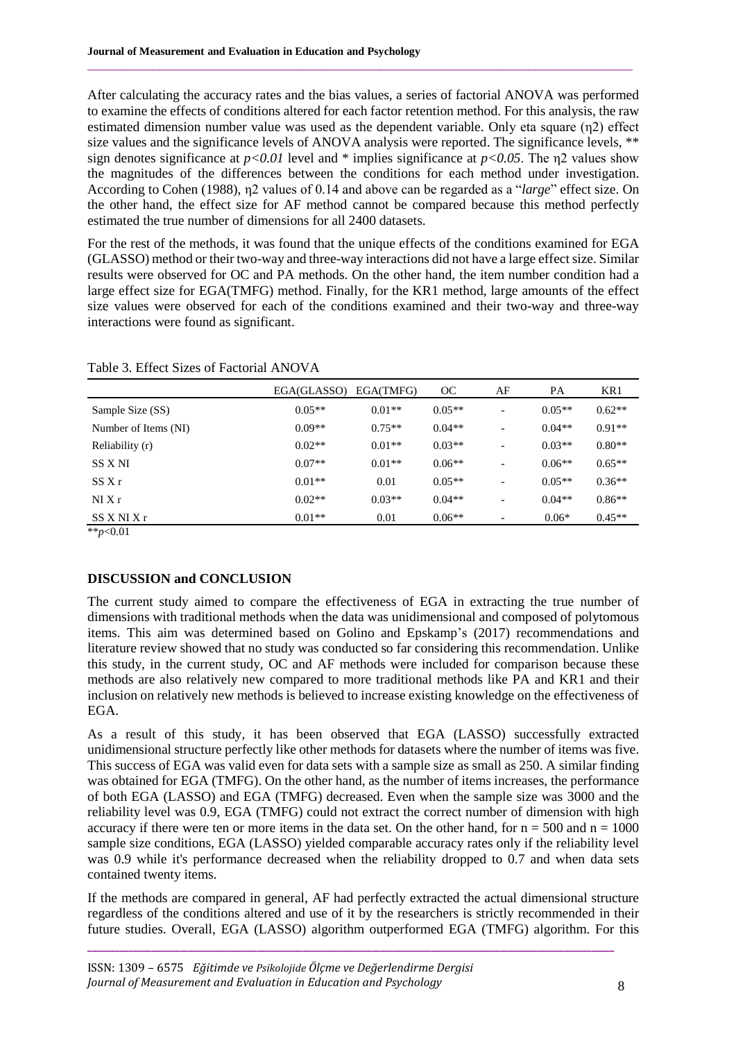After calculating the accuracy rates and the bias values, a series of factorial ANOVA was performed to examine the effects of conditions altered for each factor retention method. For this analysis, the raw estimated dimension number value was used as the dependent variable. Only eta square (η2) effect size values and the significance levels of ANOVA analysis were reported. The significance levels, ** sign denotes significance at $p<0.01$ level and * implies significance at $p<0.05$. The η2 values show the magnitudes of the differences between the conditions for each method under investigation. According to Cohen (1988), η2 values of 0.14 and above can be regarded as a "*large*" effect size. On the other hand, the effect size for AF method cannot be compared because this method perfectly estimated the true number of dimensions for all 2400 datasets.

For the rest of the methods, it was found that the unique effects of the conditions examined for EGA (GLASSO) method or their two-way and three-way interactions did not have a large effect size. Similar results were observed for OC and PA methods. On the other hand, the item number condition had a large effect size for EGA(TMFG) method. Finally, for the KR1 method, large amounts of the effect size values were observed for each of the conditions examined and their two-way and three-way interactions were found as significant.

Table 3. Effect Sizes of Factorial ANOVA

| | EGA(GLASSO) | EGA(TMFG) | OC | AF | PA | KR1 |
|---|---|---|---|---|---|---|
| Sample Size (SS) | 0.05** | 0.01** | 0.05** | - | 0.05** | 0.62** |
| Number of Items (NI) | 0.09** | 0.75** | 0.04** | - | 0.04** | 0.91** |
| Reliability (r) | 0.02** | 0.01** | 0.03** | - | 0.03** | 0.80** |
| SS X NI | 0.07** | 0.01** | 0.06** | - | 0.06** | 0.65** |
| SS X r | 0.01** | 0.01 | 0.05** | - | 0.05** | 0.36** |
| NI X r | 0.02** | 0.03** | 0.04** | - | 0.04** | 0.86** |
| SS X NI X r | 0.01** | 0.01 | 0.06** | - | 0.06* | 0.45** |

**$p<0.01$

## DISCUSSION and CONCLUSION

The current study aimed to compare the effectiveness of EGA in extracting the true number of dimensions with traditional methods when the data was unidimensional and composed of polytomous items. This aim was determined based on Golino and Epskamp's (2017) recommendations and literature review showed that no study was conducted so far considering this recommendation. Unlike this study, in the current study, OC and AF methods were included for comparison because these methods are also relatively new compared to more traditional methods like PA and KR1 and their inclusion on relatively new methods is believed to increase existing knowledge on the effectiveness of EGA.

As a result of this study, it has been observed that EGA (LASSO) successfully extracted unidimensional structure perfectly like other methods for datasets where the number of items was five. This success of EGA was valid even for data sets with a sample size as small as 250. A similar finding was obtained for EGA (TMFG). On the other hand, as the number of items increases, the performance of both EGA (LASSO) and EGA (TMFG) decreased. Even when the sample size was 3000 and the reliability level was 0.9, EGA (TMFG) could not extract the correct number of dimension with high accuracy if there were ten or more items in the data set. On the other hand, for n = 500 and n = 1000 sample size conditions, EGA (LASSO) yielded comparable accuracy rates only if the reliability level was 0.9 while it's performance decreased when the reliability dropped to 0.7 and when data sets contained twenty items.

If the methods are compared in general, AF had perfectly extracted the actual dimensional structure regardless of the conditions altered and use of it by the researchers is strictly recommended in their future studies. Overall, EGA (LASSO) algorithm outperformed EGA (TMFG) algorithm. For this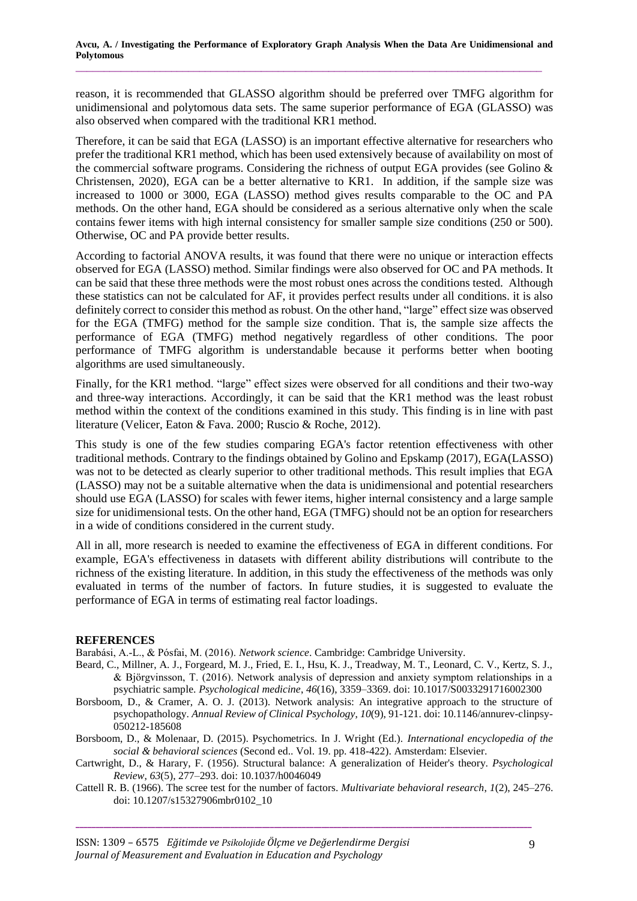reason, it is recommended that GLASSO algorithm should be preferred over TMFG algorithm for unidimensional and polytomous data sets. The same superior performance of EGA (GLASSO) was also observed when compared with the traditional KR1 method.

Therefore, it can be said that EGA (LASSO) is an important effective alternative for researchers who prefer the traditional KR1 method, which has been used extensively because of availability on most of the commercial software programs. Considering the richness of output EGA provides (see Golino & Christensen, 2020), EGA can be a better alternative to KR1. In addition, if the sample size was increased to 1000 or 3000, EGA (LASSO) method gives results comparable to the OC and PA methods. On the other hand, EGA should be considered as a serious alternative only when the scale contains fewer items with high internal consistency for smaller sample size conditions (250 or 500). Otherwise, OC and PA provide better results.

According to factorial ANOVA results, it was found that there were no unique or interaction effects observed for EGA (LASSO) method. Similar findings were also observed for OC and PA methods. It can be said that these three methods were the most robust ones across the conditions tested. Although these statistics can not be calculated for AF, it provides perfect results under all conditions. it is also definitely correct to consider this method as robust. On the other hand, "large" effect size was observed for the EGA (TMFG) method for the sample size condition. That is, the sample size affects the performance of EGA (TMFG) method negatively regardless of other conditions. The poor performance of TMFG algorithm is understandable because it performs better when booting algorithms are used simultaneously.

Finally, for the KR1 method. "large" effect sizes were observed for all conditions and their two-way and three-way interactions. Accordingly, it can be said that the KR1 method was the least robust method within the context of the conditions examined in this study. This finding is in line with past literature (Velicer, Eaton & Fava. 2000; Ruscio & Roche, 2012).

This study is one of the few studies comparing EGA's factor retention effectiveness with other traditional methods. Contrary to the findings obtained by Golino and Epskamp (2017), EGA(LASSO) was not to be detected as clearly superior to other traditional methods. This result implies that EGA (LASSO) may not be a suitable alternative when the data is unidimensional and potential researchers should use EGA (LASSO) for scales with fewer items, higher internal consistency and a large sample size for unidimensional tests. On the other hand, EGA (TMFG) should not be an option for researchers in a wide of conditions considered in the current study.

All in all, more research is needed to examine the effectiveness of EGA in different conditions. For example, EGA's effectiveness in datasets with different ability distributions will contribute to the richness of the existing literature. In addition, in this study the effectiveness of the methods was only evaluated in terms of the number of factors. In future studies, it is suggested to evaluate the performance of EGA in terms of estimating real factor loadings.

## REFERENCES

Barabási, A.-L., & Pósfai, M. (2016). *Network science*. Cambridge: Cambridge University.

Beard, C., Millner, A. J., Forgeard, M. J., Fried, E. I., Hsu, K. J., Treadway, M. T., Leonard, C. V., Kertz, S. J., & Björgvinsson, T. (2016). Network analysis of depression and anxiety symptom relationships in a psychiatric sample. *Psychological medicine*, *46*(16), 3359–3369. doi: 10.1017/S0033291716002300

Borsboom, D., & Cramer, A. O. J. (2013). Network analysis: An integrative approach to the structure of psychopathology. *Annual Review of Clinical Psychology*, *10*(9), 91-121. doi: 10.1146/annurev-clinpsy-050212-185608

Borsboom, D., & Molenaar, D. (2015). Psychometrics. In J. Wright (Ed.). *International encyclopedia of the social & behavioral sciences* (Second ed.. Vol. 19. pp. 418-422). Amsterdam: Elsevier.

Cartwright, D., & Harary, F. (1956). Structural balance: A generalization of Heider's theory. *Psychological Review*, *63*(5), 277–293. doi: 10.1037/h0046049

Cattell R. B. (1966). The scree test for the number of factors. *Multivariate behavioral research*, *1*(2), 245–276. doi: 10.1207/s15327906mbr0102_10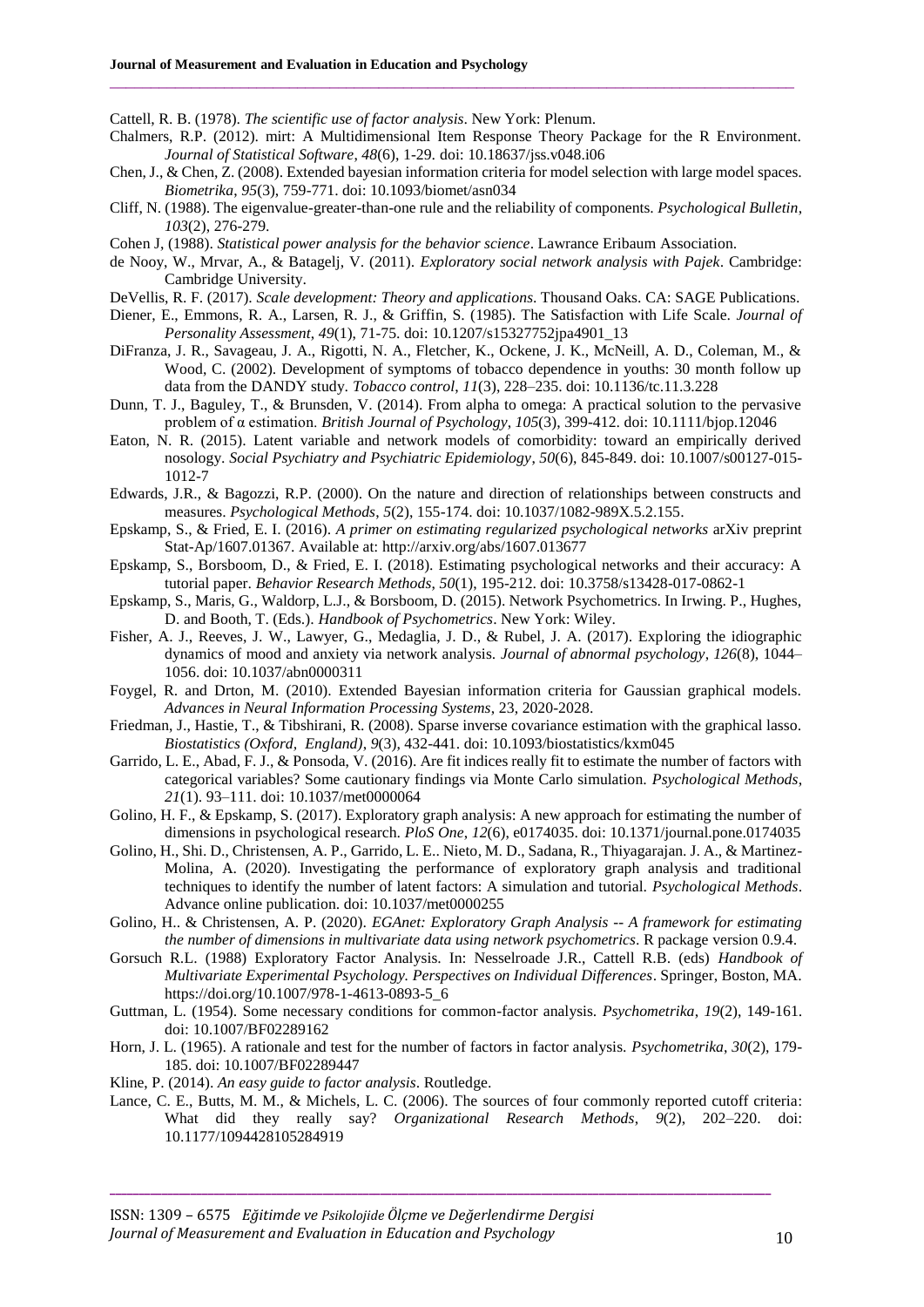Cattell, R. B. (1978). *The scientific use of factor analysis*. New York: Plenum.

Chalmers, R.P. (2012). mirt: A Multidimensional Item Response Theory Package for the R Environment. *Journal of Statistical Software*, *48*(6), 1-29. doi: 10.18637/jss.v048.i06

Chen, J., & Chen, Z. (2008). Extended bayesian information criteria for model selection with large model spaces. *Biometrika*, *95*(3), 759-771. doi: 10.1093/biomet/asn034

Cliff, N. (1988). The eigenvalue-greater-than-one rule and the reliability of components. *Psychological Bulletin*, *103*(2), 276-279.

Cohen J, (1988). *Statistical power analysis for the behavior science*. Lawrance Eribaum Association.

de Nooy, W., Mrvar, A., & Batagelj, V. (2011). *Exploratory social network analysis with Pajek*. Cambridge: Cambridge University.

DeVellis, R. F. (2017). *Scale development: Theory and applications*. Thousand Oaks. CA: SAGE Publications.

Diener, E., Emmons, R. A., Larsen, R. J., & Griffin, S. (1985). The Satisfaction with Life Scale. *Journal of Personality Assessment*, *49*(1), 71-75. doi: 10.1207/s15327752jpa4901_13

DiFranza, J. R., Savageau, J. A., Rigotti, N. A., Fletcher, K., Ockene, J. K., McNeill, A. D., Coleman, M., & Wood, C. (2002). Development of symptoms of tobacco dependence in youths: 30 month follow up data from the DANDY study. *Tobacco control*, *11*(3), 228–235. doi: 10.1136/tc.11.3.228

Dunn, T. J., Baguley, T., & Brunsden, V. (2014). From alpha to omega: A practical solution to the pervasive problem of α estimation. *British Journal of Psychology*, *105*(3), 399-412. doi: 10.1111/bjop.12046

Eaton, N. R. (2015). Latent variable and network models of comorbidity: toward an empirically derived nosology. *Social Psychiatry and Psychiatric Epidemiology*, *50*(6), 845-849. doi: 10.1007/s00127-015-1012-7

Edwards, J.R., & Bagozzi, R.P. (2000). On the nature and direction of relationships between constructs and measures. *Psychological Methods*, *5*(2), 155-174. doi: 10.1037/1082-989X.5.2.155.

Epskamp, S., & Fried, E. I. (2016). *A primer on estimating regularized psychological networks* arXiv preprint Stat-Ap/1607.01367. Available at: http://arxiv.org/abs/1607.013677

Epskamp, S., Borsboom, D., & Fried, E. I. (2018). Estimating psychological networks and their accuracy: A tutorial paper. *Behavior Research Methods*, *50*(1), 195-212. doi: 10.3758/s13428-017-0862-1

Epskamp, S., Maris, G., Waldorp, L.J., & Borsboom, D. (2015). Network Psychometrics. In Irwing. P., Hughes, D. and Booth, T. (Eds.). *Handbook of Psychometrics*. New York: Wiley.

Fisher, A. J., Reeves, J. W., Lawyer, G., Medaglia, J. D., & Rubel, J. A. (2017). Exploring the idiographic dynamics of mood and anxiety via network analysis. *Journal of abnormal psychology*, *126*(8), 1044–1056. doi: 10.1037/abn0000311

Foygel, R. and Drton, M. (2010). Extended Bayesian information criteria for Gaussian graphical models. *Advances in Neural Information Processing Systems*, 23, 2020-2028.

Friedman, J., Hastie, T., & Tibshirani, R. (2008). Sparse inverse covariance estimation with the graphical lasso. *Biostatistics (Oxford, England)*, *9*(3), 432-441. doi: 10.1093/biostatistics/kxm045

Garrido, L. E., Abad, F. J., & Ponsoda, V. (2016). Are fit indices really fit to estimate the number of factors with categorical variables? Some cautionary findings via Monte Carlo simulation. *Psychological Methods*, *21*(1). 93–111. doi: 10.1037/met0000064

Golino, H. F., & Epskamp, S. (2017). Exploratory graph analysis: A new approach for estimating the number of dimensions in psychological research. *PloS One*, *12*(6), e0174035. doi: 10.1371/journal.pone.0174035

Golino, H., Shi. D., Christensen, A. P., Garrido, L. E.. Nieto, M. D., Sadana, R., Thiyagarajan. J. A., & Martinez-Molina, A. (2020). Investigating the performance of exploratory graph analysis and traditional techniques to identify the number of latent factors: A simulation and tutorial. *Psychological Methods*. Advance online publication. doi: 10.1037/met0000255

Golino, H.. & Christensen, A. P. (2020). *EGAnet: Exploratory Graph Analysis -- A framework for estimating the number of dimensions in multivariate data using network psychometrics*. R package version 0.9.4.

Gorsuch R.L. (1988) Exploratory Factor Analysis. In: Nesselroade J.R., Cattell R.B. (eds) *Handbook of Multivariate Experimental Psychology. Perspectives on Individual Differences*. Springer, Boston, MA. https://doi.org/10.1007/978-1-4613-0893-5_6

Guttman, L. (1954). Some necessary conditions for common-factor analysis. *Psychometrika*, *19*(2), 149-161. doi: 10.1007/BF02289162

Horn, J. L. (1965). A rationale and test for the number of factors in factor analysis. *Psychometrika*, *30*(2), 179-185. doi: 10.1007/BF02289447

Kline, P. (2014). *An easy guide to factor analysis*. Routledge.

Lance, C. E., Butts, M. M., & Michels, L. C. (2006). The sources of four commonly reported cutoff criteria: What did they really say? *Organizational Research Methods*, *9*(2), 202–220. doi: 10.1177/1094428105284919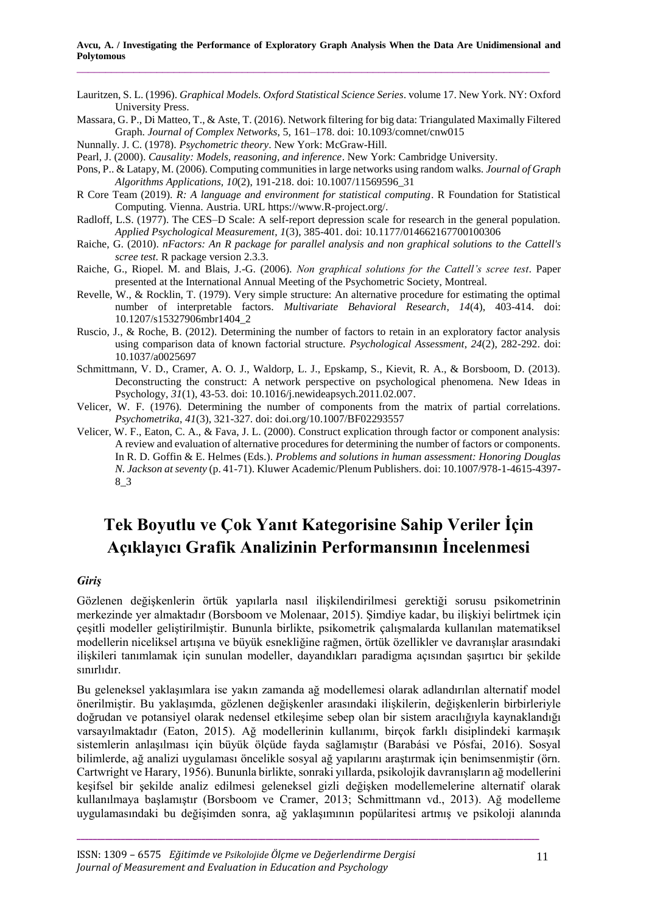Lauritzen, S. L. (1996). *Graphical Models. Oxford Statistical Science Series*. volume 17. New York. NY: Oxford University Press.

Massara, G. P., Di Matteo, T., & Aste, T. (2016). Network filtering for big data: Triangulated Maximally Filtered Graph. *Journal of Complex Networks*, 5, 161–178. doi: 10.1093/comnet/cnw015

Nunnally. J. C. (1978). *Psychometric theory*. New York: McGraw-Hill.

Pearl, J. (2000). *Causality: Models, reasoning, and inference*. New York: Cambridge University.

Pons, P.. & Latapy, M. (2006). Computing communities in large networks using random walks. *Journal of Graph Algorithms Applications, 10*(2), 191-218. doi: 10.1007/11569596_31

R Core Team (2019). *R: A language and environment for statistical computing*. R Foundation for Statistical Computing. Vienna. Austria. URL https://www.R-project.org/.

Radloff, L.S. (1977). The CES–D Scale: A self-report depression scale for research in the general population. *Applied Psychological Measurement*, *1*(3), 385-401. doi: 10.1177/014662167700100306

Raiche, G. (2010). *nFactors: An R package for parallel analysis and non graphical solutions to the Cattell's scree test*. R package version 2.3.3.

Raiche, G., Riopel. M. and Blais, J.-G. (2006). *Non graphical solutions for the Cattell's scree test*. Paper presented at the International Annual Meeting of the Psychometric Society, Montreal.

Revelle, W., & Rocklin, T. (1979). Very simple structure: An alternative procedure for estimating the optimal number of interpretable factors. *Multivariate Behavioral Research, 14*(4), 403-414. doi: 10.1207/s15327906mbr1404_2

Ruscio, J., & Roche, B. (2012). Determining the number of factors to retain in an exploratory factor analysis using comparison data of known factorial structure. *Psychological Assessment*, *24*(2), 282-292. doi: 10.1037/a0025697

Schmittmann, V. D., Cramer, A. O. J., Waldorp, L. J., Epskamp, S., Kievit, R. A., & Borsboom, D. (2013). Deconstructing the construct: A network perspective on psychological phenomena. New Ideas in Psychology, *31*(1), 43-53. doi: 10.1016/j.newideapsych.2011.02.007.

Velicer, W. F. (1976). Determining the number of components from the matrix of partial correlations. *Psychometrika*, *41*(3), 321-327. doi: doi.org/10.1007/BF02293557

Velicer, W. F., Eaton, C. A., & Fava, J. L. (2000). Construct explication through factor or component analysis: A review and evaluation of alternative procedures for determining the number of factors or components. In R. D. Goffin & E. Helmes (Eds.). *Problems and solutions in human assessment: Honoring Douglas N. Jackson at seventy* (p. 41-71). Kluwer Academic/Plenum Publishers. doi: 10.1007/978-1-4615-4397-8_3

# Tek Boyutlu ve Çok Yanıt Kategorisine Sahip Veriler İçin Açıklayıcı Grafik Analizinin Performansının İncelenmesi

### *Giriş*

Gözlenen değişkenlerin örtük yapılarla nasıl ilişkilendirilmesi gerektiği sorusu psikometrinin merkezinde yer almaktadır (Borsboom ve Molenaar, 2015). Şimdiye kadar, bu ilişkiyi belirtmek için çeşitli modeller geliştirilmiştir. Bununla birlikte, psikometrik çalışmalarda kullanılan matematiksel modellerin niceliksel artışına ve büyük esnekliğine rağmen, örtük özellikler ve davranışlar arasındaki ilişkileri tanımlamak için sunulan modeller, dayandıkları paradigma açısından şaşırtıcı bir şekilde sınırlıdır.

Bu geleneksel yaklaşımlara ise yakın zamanda ağ modellemesi olarak adlandırılan alternatif model önerilmiştir. Bu yaklaşımda, gözlenen değişkenler arasındaki ilişkilerin, değişkenlerin birbirleriyle doğrudan ve potansiyel olarak nedensel etkileşime sebep olan bir sistem aracılığıyla kaynaklandığı varsayılmaktadır (Eaton, 2015). Ağ modellerinin kullanımı, birçok farklı disiplindeki karmaşık sistemlerin anlaşılması için büyük ölçüde fayda sağlamıştır (Barabási ve Pósfai, 2016). Sosyal bilimlerde, ağ analizi uygulaması öncelikle sosyal ağ yapılarını araştırmak için benimsenmiştir (örn. Cartwright ve Harary, 1956). Bununla birlikte, sonraki yıllarda, psikolojik davranışların ağ modellerini keşifsel bir şekilde analiz edilmesi geleneksel gizli değişken modellemelerine alternatif olarak kullanılmaya başlamıştır (Borsboom ve Cramer, 2013; Schmittmann vd., 2013). Ağ modelleme uygulamasındaki bu değişimden sonra, ağ yaklaşımının popülaritesi artmış ve psikoloji alanında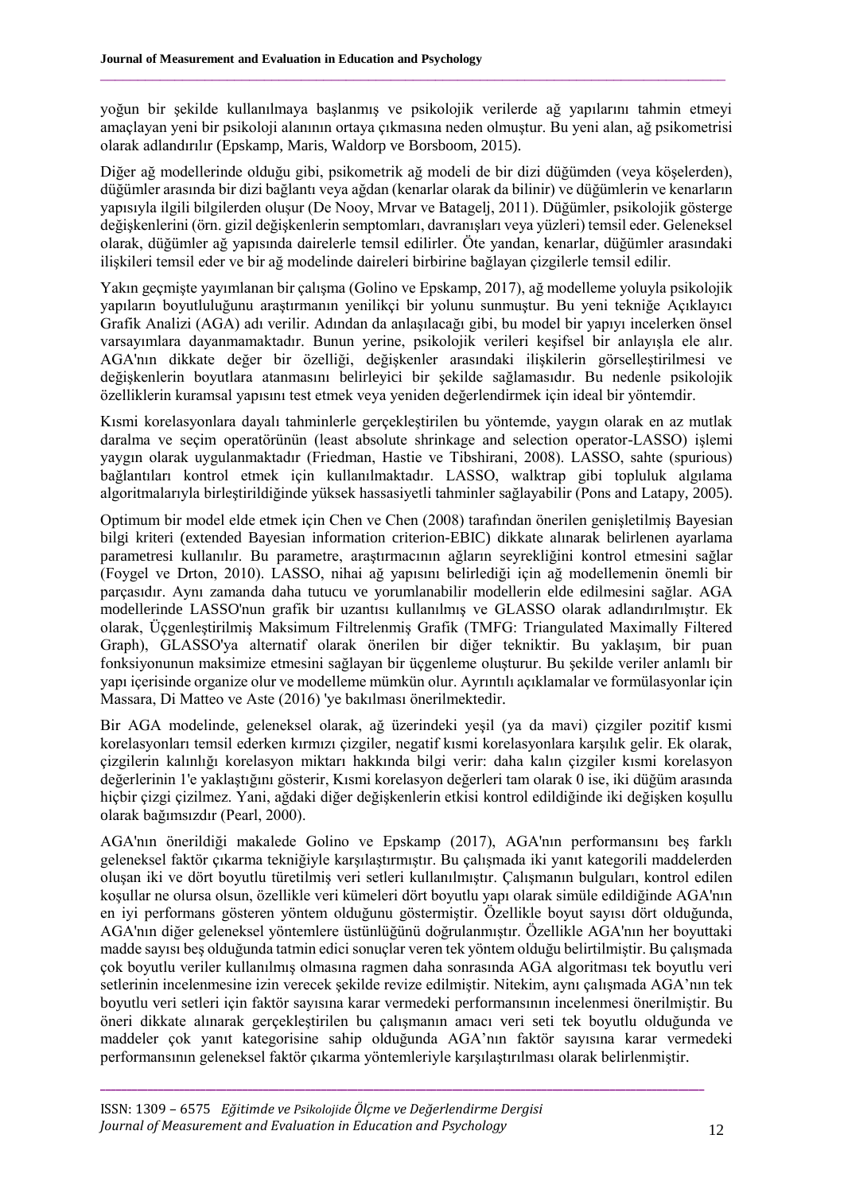yoğun bir şekilde kullanılmaya başlanmış ve psikolojik verilerde ağ yapılarını tahmin etmeyi amaçlayan yeni bir psikoloji alanının ortaya çıkmasına neden olmuştur. Bu yeni alan, ağ psikometrisi olarak adlandırılır (Epskamp, Maris, Waldorp ve Borsboom, 2015).

Diğer ağ modellerinde olduğu gibi, psikometrik ağ modeli de bir dizi düğümden (veya köşelerden), düğümler arasında bir dizi bağlantı veya ağdan (kenarlar olarak da bilinir) ve düğümlerin ve kenarların yapısıyla ilgili bilgilerden oluşur (De Nooy, Mrvar ve Batagelj, 2011). Düğümler, psikolojik gösterge değişkenlerini (örn. gizil değişkenlerin semptomları, davranışları veya yüzleri) temsil eder. Geleneksel olarak, düğümler ağ yapısında dairelerle temsil edilirler. Öte yandan, kenarlar, düğümler arasındaki ilişkileri temsil eder ve bir ağ modelinde daireleri birbirine bağlayan çizgilerle temsil edilir.

Yakın geçmişte yayımlanan bir çalışma (Golino ve Epskamp, 2017), ağ modelleme yoluyla psikolojik yapıların boyutluluğunu araştırmanın yenilikçi bir yolunu sunmuştur. Bu yeni tekniğe Açıklayıcı Grafik Analizi (AGA) adı verilir. Adından da anlaşılacağı gibi, bu model bir yapıyı incelerken önsel varsayımlara dayanmamaktadır. Bunun yerine, psikolojik verileri keşifsel bir anlayışla ele alır. AGA'nın dikkate değer bir özelliği, değişkenler arasındaki ilişkilerin görselleştirilmesi ve değişkenlerin boyutlara atanmasını belirleyici bir şekilde sağlamasıdır. Bu nedenle psikolojik özelliklerin kuramsal yapısını test etmek veya yeniden değerlendirmek için ideal bir yöntemdir.

Kısmi korelasyonlara dayalı tahminlerle gerçekleştirilen bu yöntemde, yaygın olarak en az mutlak daralma ve seçim operatörünün (least absolute shrinkage and selection operator-LASSO) işlemi yaygın olarak uygulanmaktadır (Friedman, Hastie ve Tibshirani, 2008). LASSO, sahte (spurious) bağlantıları kontrol etmek için kullanılmaktadır. LASSO, walktrap gibi topluluk algılama algoritmalarıyla birleştirildiğinde yüksek hassasiyetli tahminler sağlayabilir (Pons and Latapy, 2005).

Optimum bir model elde etmek için Chen ve Chen (2008) tarafından önerilen genişletilmiş Bayesian bilgi kriteri (extended Bayesian information criterion-EBIC) dikkate alınarak belirlenen ayarlama parametresi kullanılır. Bu parametre, araştırmacının ağların seyrekliğini kontrol etmesini sağlar (Foygel ve Drton, 2010). LASSO, nihai ağ yapısını belirlediği için ağ modellemenin önemli bir parçasıdır. Aynı zamanda daha tutucu ve yorumlanabilir modellerin elde edilmesini sağlar. AGA modellerinde LASSO'nun grafik bir uzantısı kullanılmış ve GLASSO olarak adlandırılmıştır. Ek olarak, Üçgenleştirilmiş Maksimum Filtrelenmiş Grafik (TMFG: Triangulated Maximally Filtered Graph), GLASSO'ya alternatif olarak önerilen bir diğer tekniktir. Bu yaklaşım, bir puan fonksiyonunun maksimize etmesini sağlayan bir üçgenleme oluşturur. Bu şekilde veriler anlamlı bir yapı içerisinde organize olur ve modelleme mümkün olur. Ayrıntılı açıklamalar ve formülasyonlar için Massara, Di Matteo ve Aste (2016) 'ye bakılması önerilmektedir.

Bir AGA modelinde, geleneksel olarak, ağ üzerindeki yeşil (ya da mavi) çizgiler pozitif kısmi korelasyonları temsil ederken kırmızı çizgiler, negatif kısmi korelasyonlara karşılık gelir. Ek olarak, çizgilerin kalınlığı korelasyon miktarı hakkında bilgi verir: daha kalın çizgiler kısmi korelasyon değerlerinin 1'e yaklaştığını gösterir, Kısmi korelasyon değerleri tam olarak 0 ise, iki düğüm arasında hiçbir çizgi çizilmez. Yani, ağdaki diğer değişkenlerin etkisi kontrol edildiğinde iki değişken koşullu olarak bağımsızdır (Pearl, 2000).

AGA'nın önerildiği makalede Golino ve Epskamp (2017), AGA'nın performansını beş farklı geleneksel faktör çıkarma tekniğiyle karşılaştırmıştır. Bu çalışmada iki yanıt kategorili maddelerden oluşan iki ve dört boyutlu türetilmiş veri setleri kullanılmıştır. Çalışmanın bulguları, kontrol edilen koşullar ne olursa olsun, özellikle veri kümeleri dört boyutlu yapı olarak simüle edildiğinde AGA'nın en iyi performans gösteren yöntem olduğunu göstermiştir. Özellikle boyut sayısı dört olduğunda, AGA'nın diğer geleneksel yöntemlere üstünlüğünü doğrulanmıştır. Özellikle AGA'nın her boyuttaki madde sayısı beş olduğunda tatmin edici sonuçlar veren tek yöntem olduğu belirtilmiştir. Bu çalışmada çok boyutlu veriler kullanılmış olmasına ragmen daha sonrasında AGA algoritması tek boyutlu veri setlerinin incelenmesine izin verecek şekilde revize edilmiştir. Nitekim, aynı çalışmada AGA'nın tek boyutlu veri setleri için faktör sayısına karar vermedeki performansının incelenmesi önerilmiştir. Bu öneri dikkate alınarak gerçekleştirilen bu çalışmanın amacı veri seti tek boyutlu olduğunda ve maddeler çok yanıt kategorisine sahip olduğunda AGA'nın faktör sayısına karar vermedeki performansının geleneksel faktör çıkarma yöntemleriyle karşılaştırılması olarak belirlenmiştir.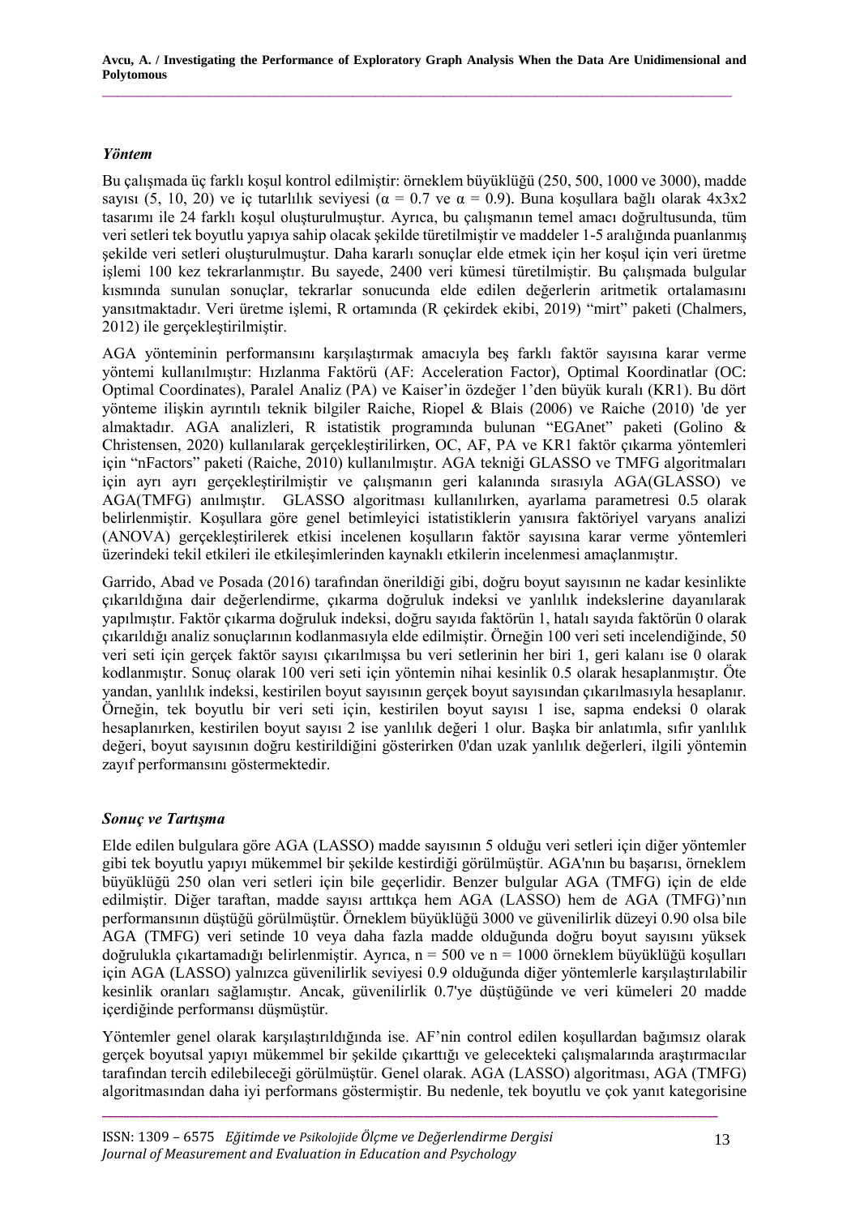### *Yöntem*

Bu çalışmada üç farklı koşul kontrol edilmiştir: örneklem büyüklüğü (250, 500, 1000 ve 3000), madde sayısı (5, 10, 20) ve iç tutarlılık seviyesi ($\alpha = 0.7$ ve $\alpha = 0.9$). Buna koşullara bağlı olarak 4x3x2 tasarımı ile 24 farklı koşul oluşturulmuştur. Ayrıca, bu çalışmanın temel amacı doğrultusunda, tüm veri setleri tek boyutlu yapıya sahip olacak şekilde türetilmiştir ve maddeler 1-5 aralığında puanlanmış şekilde veri setleri oluşturulmuştur. Daha kararlı sonuçlar elde etmek için her koşul için veri üretme işlemi 100 kez tekrarlanmıştır. Bu sayede, 2400 veri kümesi türetilmiştir. Bu çalışmada bulgular kısmında sunulan sonuçlar, tekrarlar sonucunda elde edilen değerlerin aritmetik ortalamasını yansıtmaktadır. Veri üretme işlemi, R ortamında (R çekirdek ekibi, 2019) "mirt" paketi (Chalmers, 2012) ile gerçekleştirilmiştir.

AGA yönteminin performansını karşılaştırmak amacıyla beş farklı faktör sayısına karar verme yöntemi kullanılmıştır: Hızlanma Faktörü (AF: Acceleration Factor), Optimal Koordinatlar (OC: Optimal Coordinates), Paralel Analiz (PA) ve Kaiser'in özdeğer 1'den büyük kuralı (KR1). Bu dört yönteme ilişkin ayrıntılı teknik bilgiler Raiche, Riopel & Blais (2006) ve Raiche (2010) 'de yer almaktadır. AGA analizleri, R istatistik programında bulunan "EGAnet" paketi (Golino & Christensen, 2020) kullanılarak gerçekleştirilirken, OC, AF, PA ve KR1 faktör çıkarma yöntemleri için "nFactors" paketi (Raiche, 2010) kullanılmıştır. AGA tekniği GLASSO ve TMFG algoritmaları için ayrı ayrı gerçekleştirilmiştir ve çalışmanın geri kalanında sırasıyla AGA(GLASSO) ve AGA(TMFG) anılmıştır. GLASSO algoritması kullanılırken, ayarlama parametresi 0.5 olarak belirlenmiştir. Koşullara göre genel betimleyici istatistiklerin yanısıra faktöriyel varyans analizi (ANOVA) gerçekleştirilerek etkisi incelenen koşulların faktör sayısına karar verme yöntemleri üzerindeki tekil etkileri ile etkileşimlerinden kaynaklı etkilerin incelenmesi amaçlanmıştır.

Garrido, Abad ve Posada (2016) tarafından önerildiği gibi, doğru boyut sayısının ne kadar kesinlikte çıkarıldığına dair değerlendirme, çıkarma doğruluk indeksi ve yanlılık indekslerine dayanılarak yapılmıştır. Faktör çıkarma doğruluk indeksi, doğru sayıda faktörün 1, hatalı sayıda faktörün 0 olarak çıkarıldığı analiz sonuçlarının kodlanmasıyla elde edilmiştir. Örneğin 100 veri seti incelendiğinde, 50 veri seti için gerçek faktör sayısı çıkarılmışsa bu veri setlerinin her biri 1, geri kalanı ise 0 olarak kodlanmıştır. Sonuç olarak 100 veri seti için yöntemin nihai kesinlik 0.5 olarak hesaplanmıştır. Öte yandan, yanlılık indeksi, kestirilen boyut sayısının gerçek boyut sayısından çıkarılmasıyla hesaplanır. Örneğin, tek boyutlu bir veri seti için, kestirilen boyut sayısı 1 ise, sapma endeksi 0 olarak hesaplanırken, kestirilen boyut sayısı 2 ise yanlılık değeri 1 olur. Başka bir anlatımla, sıfır yanlılık değeri, boyut sayısının doğru kestirildiğini gösterirken 0'dan uzak yanlılık değerleri, ilgili yöntemin zayıf performansını göstermektedir.

### *Sonuç ve Tartışma*

Elde edilen bulgulara göre AGA (LASSO) madde sayısının 5 olduğu veri setleri için diğer yöntemler gibi tek boyutlu yapıyı mükemmel bir şekilde kestirdiği görülmüştür. AGA'nın bu başarısı, örneklem büyüklüğü 250 olan veri setleri için bile geçerlidir. Benzer bulgular AGA (TMFG) için de elde edilmiştir. Diğer taraftan, madde sayısı arttıkça hem AGA (LASSO) hem de AGA (TMFG)'nın performansının düştüğü görülmüştür. Örneklem büyüklüğü 3000 ve güvenilirlik düzeyi 0.90 olsa bile AGA (TMFG) veri setinde 10 veya daha fazla madde olduğunda doğru boyut sayısını yüksek doğrulukla çıkartamadığı belirlenmiştir. Ayrıca, n = 500 ve n = 1000 örneklem büyüklüğü koşulları için AGA (LASSO) yalnızca güvenilirlik seviyesi 0.9 olduğunda diğer yöntemlerle karşılaştırılabilir kesinlik oranları sağlamıştır. Ancak, güvenilirlik 0.7'ye düştüğünde ve veri kümeleri 20 madde içerdiğinde performansı düşmüştür.

Yöntemler genel olarak karşılaştırıldığında ise. AF'nin control edilen koşullardan bağımsız olarak gerçek boyutsal yapıyı mükemmel bir şekilde çıkarttığı ve gelecekteki çalışmalarında araştırmacılar tarafından tercih edilebileceği görülmüştür. Genel olarak. AGA (LASSO) algoritması, AGA (TMFG) algoritmasından daha iyi performans göstermiştir. Bu nedenle, tek boyutlu ve çok yanıt kategorisine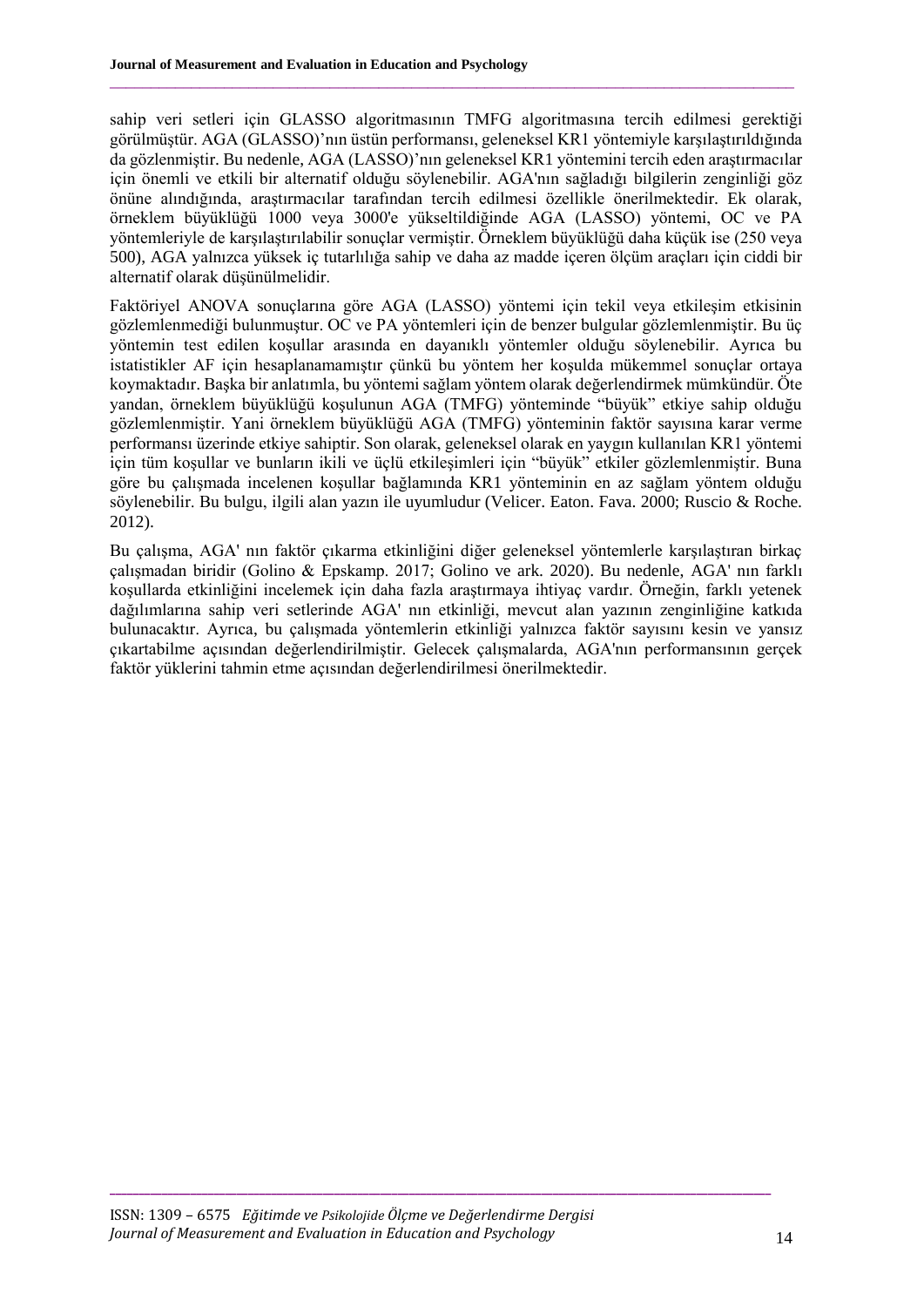sahip veri setleri için GLASSO algoritmasının TMFG algoritmasına tercih edilmesi gerektiği görülmüştür. AGA (GLASSO)'nın üstün performansı, geleneksel KR1 yöntemiyle karşılaştırıldığında da gözlenmiştir. Bu nedenle, AGA (LASSO)'nın geleneksel KR1 yöntemini tercih eden araştırmacılar için önemli ve etkili bir alternatif olduğu söylenebilir. AGA'nın sağladığı bilgilerin zenginliği göz önüne alındığında, araştırmacılar tarafından tercih edilmesi özellikle önerilmektedir. Ek olarak, örneklem büyüklüğü 1000 veya 3000'e yükseltildiğinde AGA (LASSO) yöntemi, OC ve PA yöntemleriyle de karşılaştırılabilir sonuçlar vermiştir. Örneklem büyüklüğü daha küçük ise (250 veya 500), AGA yalnızca yüksek iç tutarlılığa sahip ve daha az madde içeren ölçüm araçları için ciddi bir alternatif olarak düşünülmelidir.

Faktöriyel ANOVA sonuçlarına göre AGA (LASSO) yöntemi için tekil veya etkileşim etkisinin gözlemlenmediği bulunmuştur. OC ve PA yöntemleri için de benzer bulgular gözlemlenmiştir. Bu üç yöntemin test edilen koşullar arasında en dayanıklı yöntemler olduğu söylenebilir. Ayrıca bu istatistikler AF için hesaplanamamıştır çünkü bu yöntem her koşulda mükemmel sonuçlar ortaya koymaktadır. Başka bir anlatımla, bu yöntemi sağlam yöntem olarak değerlendirmek mümkündür. Öte yandan, örneklem büyüklüğü koşulunun AGA (TMFG) yönteminde "büyük" etkiye sahip olduğu gözlemlenmiştir. Yani örneklem büyüklüğü AGA (TMFG) yönteminin faktör sayısına karar verme performansı üzerinde etkiye sahiptir. Son olarak, geleneksel olarak en yaygın kullanılan KR1 yöntemi için tüm koşullar ve bunların ikili ve üçlü etkileşimleri için "büyük" etkiler gözlemlenmiştir. Buna göre bu çalışmada incelenen koşullar bağlamında KR1 yönteminin en az sağlam yöntem olduğu söylenebilir. Bu bulgu, ilgili alan yazın ile uyumludur (Velicer. Eaton. Fava. 2000; Ruscio & Roche. 2012).

Bu çalışma, AGA' nın faktör çıkarma etkinliğini diğer geleneksel yöntemlerle karşılaştıran birkaç çalışmadan biridir (Golino & Epskamp. 2017; Golino ve ark. 2020). Bu nedenle, AGA' nın farklı koşullarda etkinliğini incelemek için daha fazla araştırmaya ihtiyaç vardır. Örneğin, farklı yetenek dağılımlarına sahip veri setlerinde AGA' nın etkinliği, mevcut alan yazının zenginliğine katkıda bulunacaktır. Ayrıca, bu çalışmada yöntemlerin etkinliği yalnızca faktör sayısını kesin ve yansız çıkartabilme açısından değerlendirilmiştir. Gelecek çalışmalarda, AGA'nın performansının gerçek faktör yüklerini tahmin etme açısından değerlendirilmesi önerilmektedir.